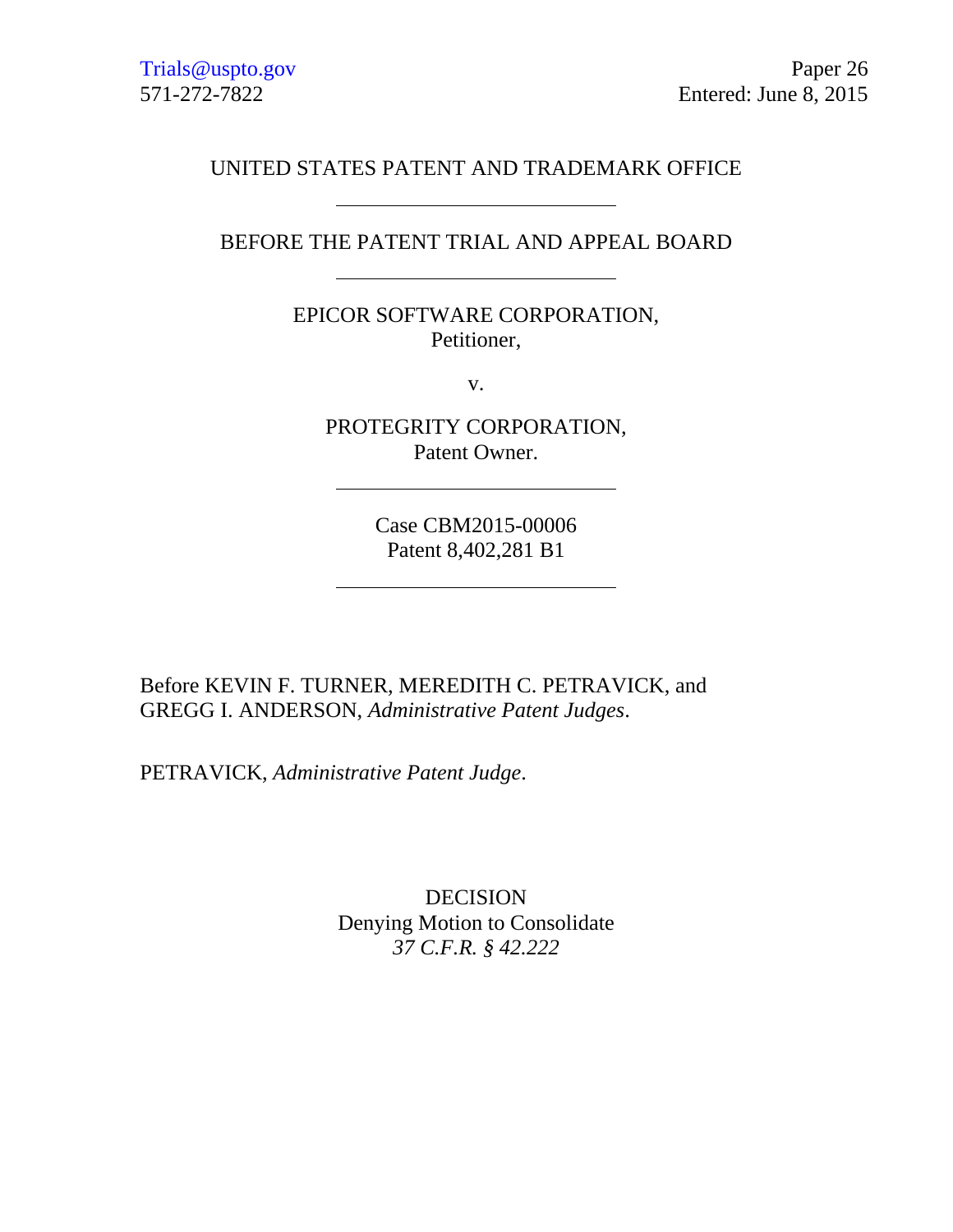Trials@uspto.gov
571-272-7822

Paper 26
Entered: June 8, 2015

UNITED STATES PATENT AND TRADEMARK OFFICE

---

BEFORE THE PATENT TRIAL AND APPEAL BOARD

---

EPICOR SOFTWARE CORPORATION,
Petitioner,

v.

PROTEGRITY CORPORATION,
Patent Owner.

---

Case CBM2015-00006
Patent 8,402,281 B1

---

Before KEVIN F. TURNER, MEREDITH C. PETRAVICK, and GREGG I. ANDERSON, *Administrative Patent Judges*.

PETRAVICK, *Administrative Patent Judge*.

DECISION
Denying Motion to Consolidate
*37 C.F.R. § 42.222*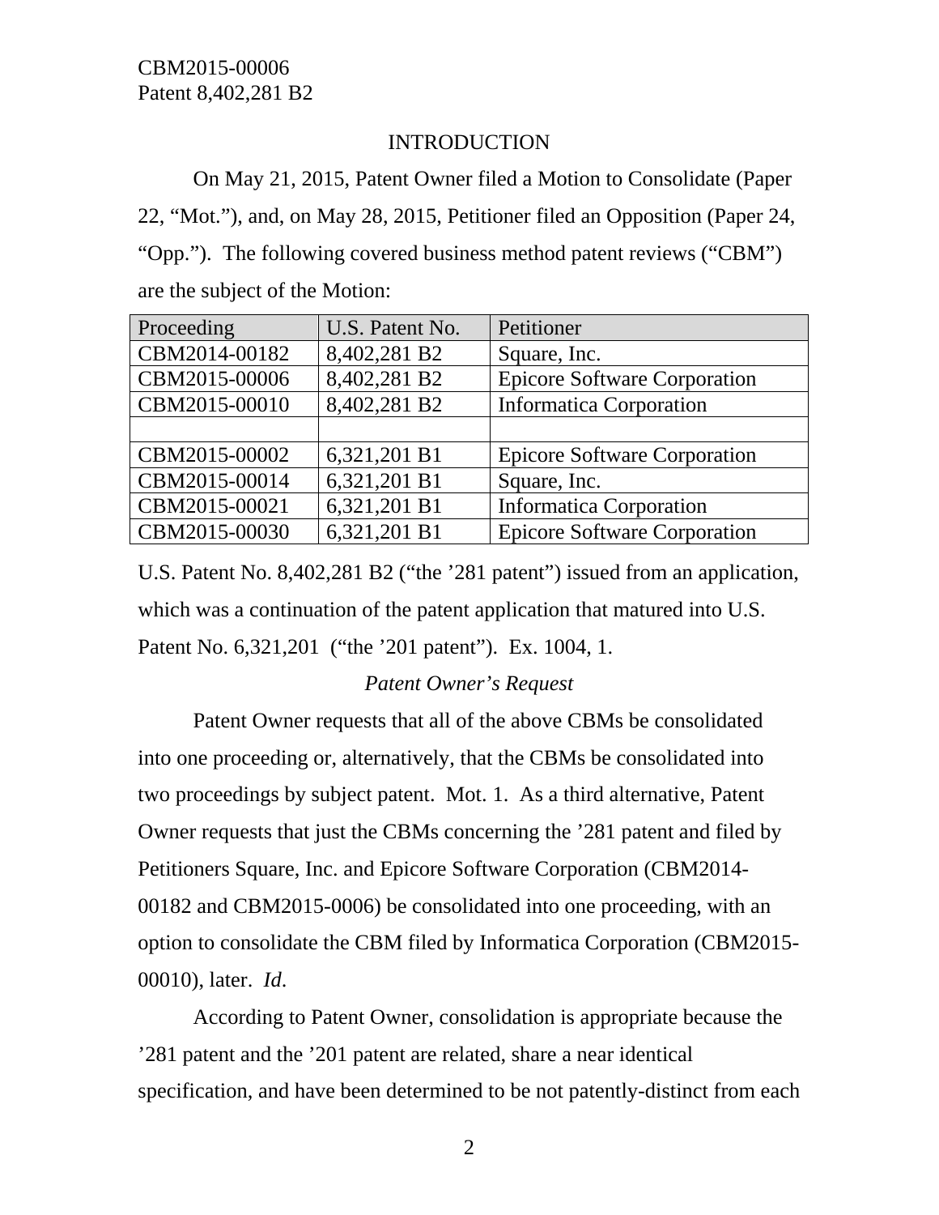## INTRODUCTION

On May 21, 2015, Patent Owner filed a Motion to Consolidate (Paper 22, "Mot."), and, on May 28, 2015, Petitioner filed an Opposition (Paper 24, "Opp."). The following covered business method patent reviews ("CBM") are the subject of the Motion:

| Proceeding | U.S. Patent No. | Petitioner |
|---|---|---|
| CBM2014-00182 | 8,402,281 B2 | Square, Inc. |
| CBM2015-00006 | 8,402,281 B2 | Epicore Software Corporation |
| CBM2015-00010 | 8,402,281 B2 | Informatica Corporation |
| | | |
| CBM2015-00002 | 6,321,201 B1 | Epicore Software Corporation |
| CBM2015-00014 | 6,321,201 B1 | Square, Inc. |
| CBM2015-00021 | 6,321,201 B1 | Informatica Corporation |
| CBM2015-00030 | 6,321,201 B1 | Epicore Software Corporation |

U.S. Patent No. 8,402,281 B2 ("the '281 patent") issued from an application, which was a continuation of the patent application that matured into U.S. Patent No. 6,321,201 ("the '201 patent"). Ex. 1004, 1.

*Patent Owner's Request*

Patent Owner requests that all of the above CBMs be consolidated into one proceeding or, alternatively, that the CBMs be consolidated into two proceedings by subject patent. Mot. 1. As a third alternative, Patent Owner requests that just the CBMs concerning the '281 patent and filed by Petitioners Square, Inc. and Epicore Software Corporation (CBM2014-00182 and CBM2015-0006) be consolidated into one proceeding, with an option to consolidate the CBM filed by Informatica Corporation (CBM2015-00010), later. *Id*.

According to Patent Owner, consolidation is appropriate because the '281 patent and the '201 patent are related, share a near identical specification, and have been determined to be not patently-distinct from each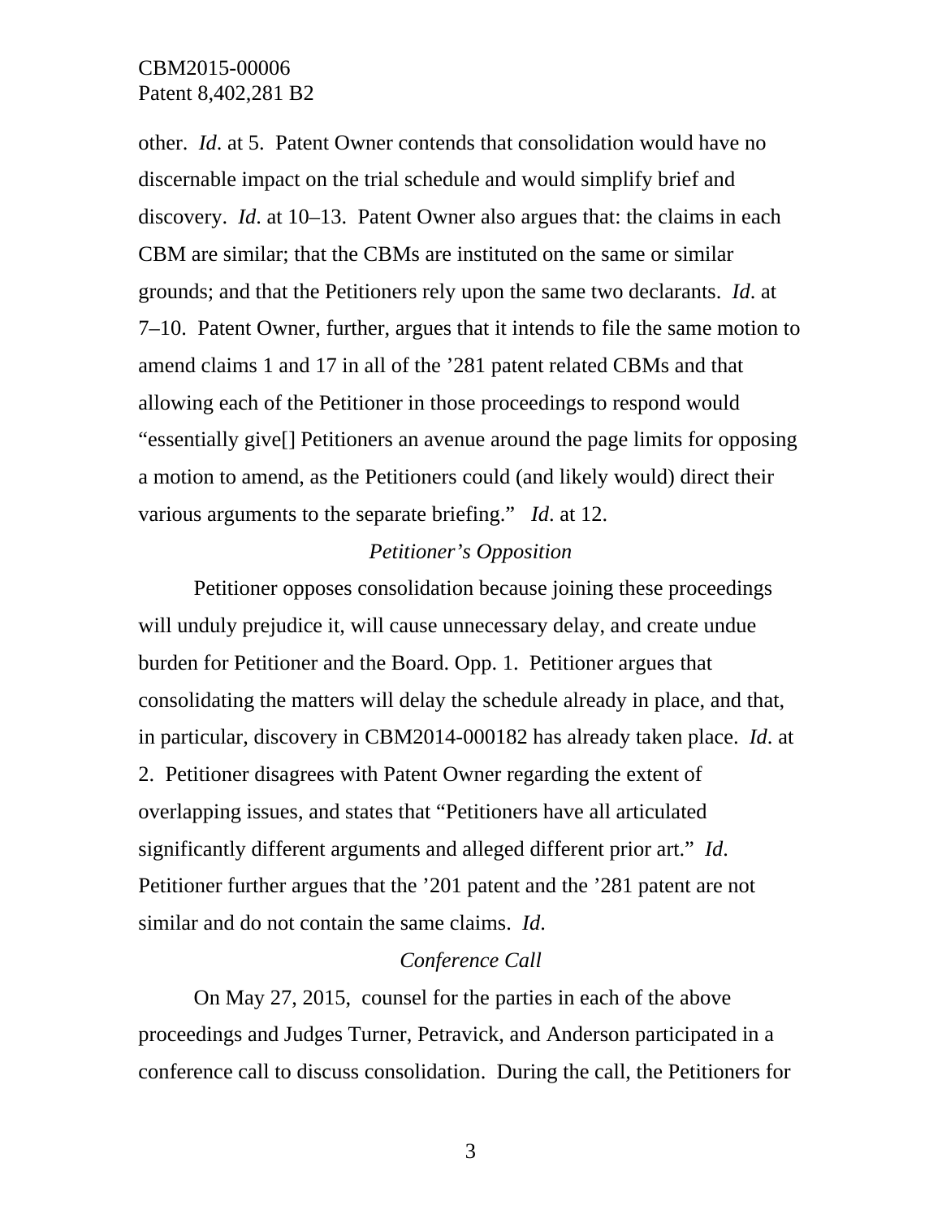other. *Id*. at 5. Patent Owner contends that consolidation would have no discernable impact on the trial schedule and would simplify brief and discovery. *Id*. at 10–13. Patent Owner also argues that: the claims in each CBM are similar; that the CBMs are instituted on the same or similar grounds; and that the Petitioners rely upon the same two declarants. *Id*. at 7–10. Patent Owner, further, argues that it intends to file the same motion to amend claims 1 and 17 in all of the '281 patent related CBMs and that allowing each of the Petitioner in those proceedings to respond would "essentially give[] Petitioners an avenue around the page limits for opposing a motion to amend, as the Petitioners could (and likely would) direct their various arguments to the separate briefing." *Id*. at 12.

*Petitioner's Opposition*

Petitioner opposes consolidation because joining these proceedings will unduly prejudice it, will cause unnecessary delay, and create undue burden for Petitioner and the Board. Opp. 1. Petitioner argues that consolidating the matters will delay the schedule already in place, and that, in particular, discovery in CBM2014-000182 has already taken place. *Id*. at 2. Petitioner disagrees with Patent Owner regarding the extent of overlapping issues, and states that "Petitioners have all articulated significantly different arguments and alleged different prior art." *Id*. Petitioner further argues that the '201 patent and the '281 patent are not similar and do not contain the same claims. *Id*.

*Conference Call*

On May 27, 2015, counsel for the parties in each of the above proceedings and Judges Turner, Petravick, and Anderson participated in a conference call to discuss consolidation. During the call, the Petitioners for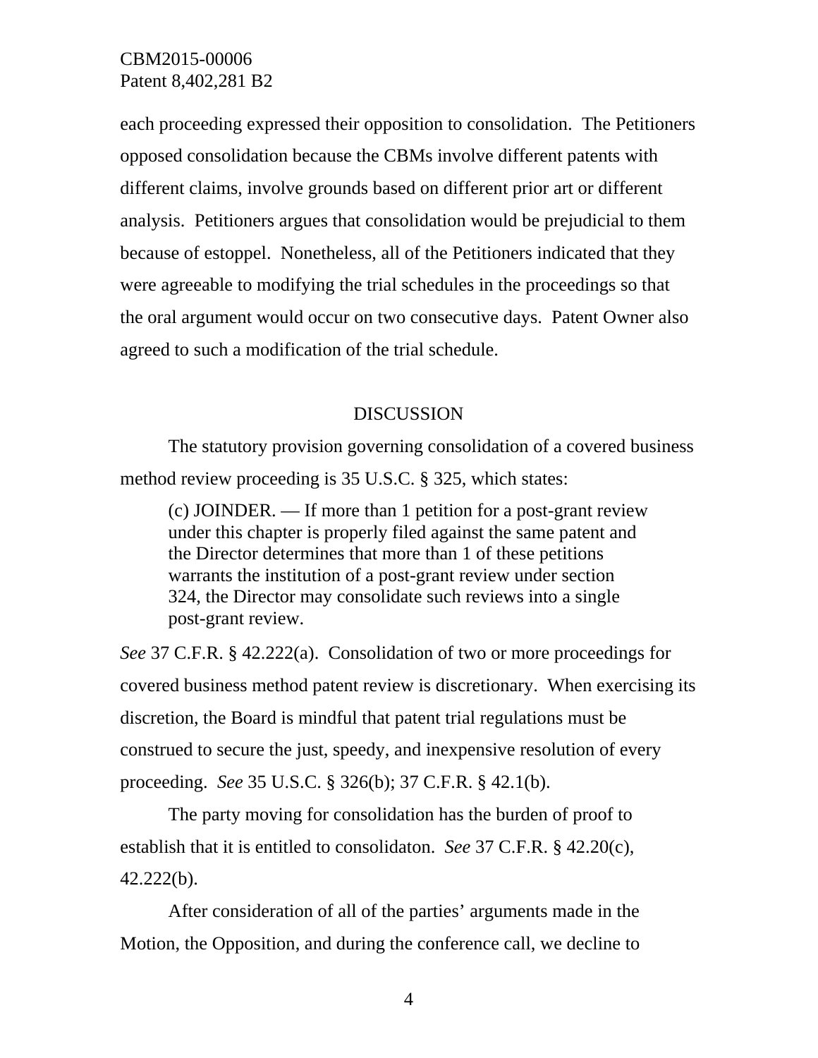each proceeding expressed their opposition to consolidation. The Petitioners opposed consolidation because the CBMs involve different patents with different claims, involve grounds based on different prior art or different analysis. Petitioners argues that consolidation would be prejudicial to them because of estoppel. Nonetheless, all of the Petitioners indicated that they were agreeable to modifying the trial schedules in the proceedings so that the oral argument would occur on two consecutive days. Patent Owner also agreed to such a modification of the trial schedule.

## DISCUSSION

The statutory provision governing consolidation of a covered business method review proceeding is 35 U.S.C. § 325, which states:

> (c) JOINDER. — If more than 1 petition for a post-grant review under this chapter is properly filed against the same patent and the Director determines that more than 1 of these petitions warrants the institution of a post-grant review under section 324, the Director may consolidate such reviews into a single post-grant review.

*See* 37 C.F.R. § 42.222(a). Consolidation of two or more proceedings for covered business method patent review is discretionary. When exercising its discretion, the Board is mindful that patent trial regulations must be construed to secure the just, speedy, and inexpensive resolution of every proceeding. *See* 35 U.S.C. § 326(b); 37 C.F.R. § 42.1(b).

The party moving for consolidation has the burden of proof to establish that it is entitled to consolidaton. *See* 37 C.F.R. § 42.20(c), 42.222(b).

After consideration of all of the parties' arguments made in the Motion, the Opposition, and during the conference call, we decline to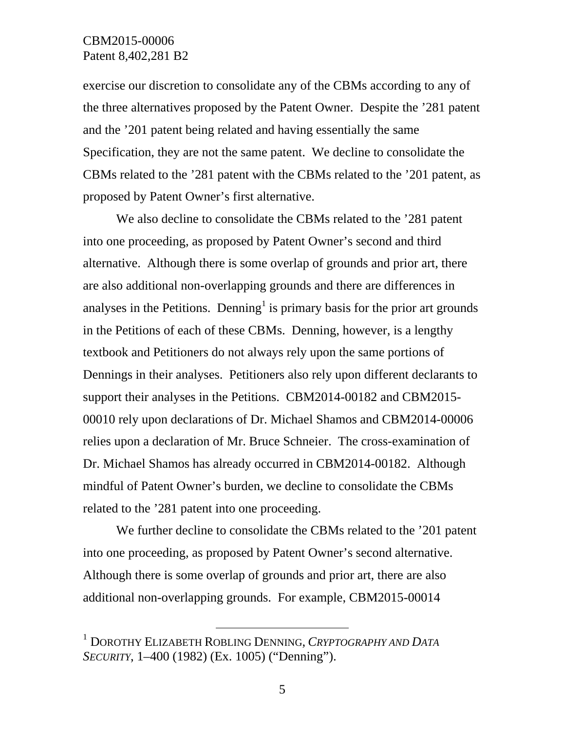exercise our discretion to consolidate any of the CBMs according to any of the three alternatives proposed by the Patent Owner. Despite the ’281 patent and the ’201 patent being related and having essentially the same Specification, they are not the same patent. We decline to consolidate the CBMs related to the ’281 patent with the CBMs related to the ’201 patent, as proposed by Patent Owner’s first alternative.

We also decline to consolidate the CBMs related to the ’281 patent into one proceeding, as proposed by Patent Owner’s second and third alternative. Although there is some overlap of grounds and prior art, there are also additional non-overlapping grounds and there are differences in analyses in the Petitions. Denning[1] is primary basis for the prior art grounds in the Petitions of each of these CBMs. Denning, however, is a lengthy textbook and Petitioners do not always rely upon the same portions of Dennings in their analyses. Petitioners also rely upon different declarants to support their analyses in the Petitions. CBM2014-00182 and CBM2015-00010 rely upon declarations of Dr. Michael Shamos and CBM2014-00006 relies upon a declaration of Mr. Bruce Schneier. The cross-examination of Dr. Michael Shamos has already occurred in CBM2014-00182. Although mindful of Patent Owner’s burden, we decline to consolidate the CBMs related to the ’281 patent into one proceeding.

We further decline to consolidate the CBMs related to the ’201 patent into one proceeding, as proposed by Patent Owner’s second alternative. Although there is some overlap of grounds and prior art, there are also additional non-overlapping grounds. For example, CBM2015-00014

---

[1] DOROTHY ELIZABETH ROBLING DENNING, *CRYPTOGRAPHY AND DATA SECURITY*, 1–400 (1982) (Ex. 1005) (“Denning”).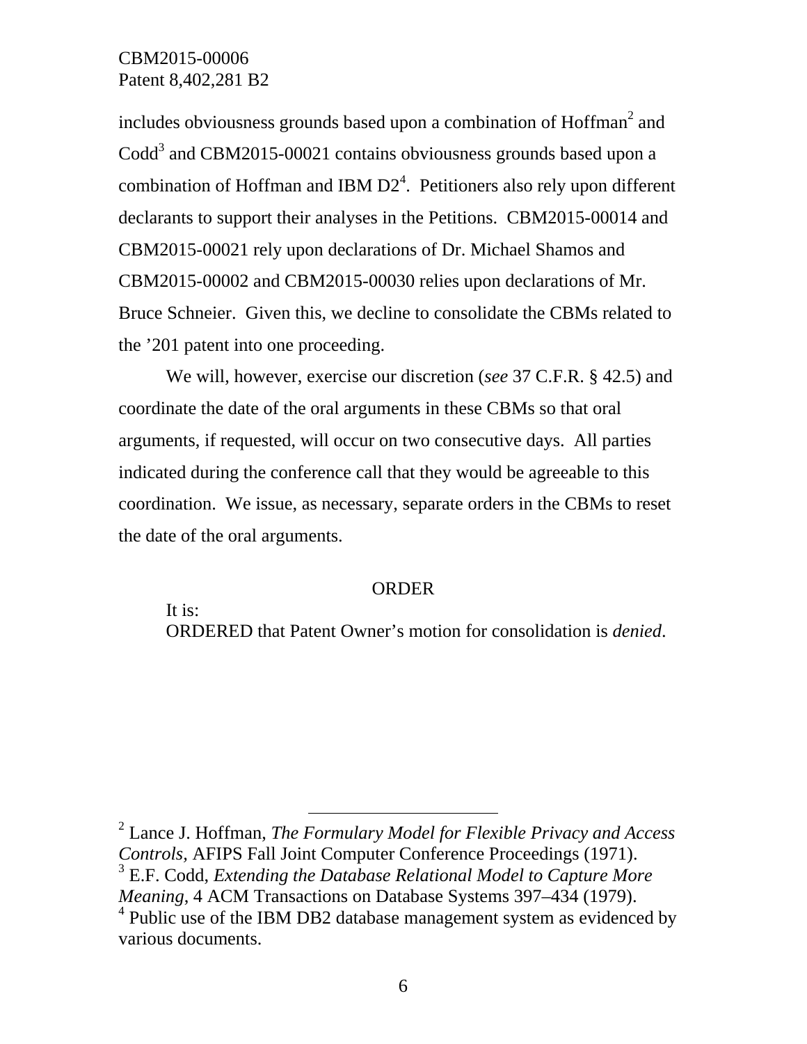includes obviousness grounds based upon a combination of Hoffman[2] and Codd[3] and CBM2015-00021 contains obviousness grounds based upon a combination of Hoffman and IBM D2[4]. Petitioners also rely upon different declarants to support their analyses in the Petitions. CBM2015-00014 and CBM2015-00021 rely upon declarations of Dr. Michael Shamos and CBM2015-00002 and CBM2015-00030 relies upon declarations of Mr. Bruce Schneier. Given this, we decline to consolidate the CBMs related to the ’201 patent into one proceeding.

We will, however, exercise our discretion (*see* 37 C.F.R. § 42.5) and coordinate the date of the oral arguments in these CBMs so that oral arguments, if requested, will occur on two consecutive days. All parties indicated during the conference call that they would be agreeable to this coordination. We issue, as necessary, separate orders in the CBMs to reset the date of the oral arguments.

ORDER

It is:

ORDERED that Patent Owner’s motion for consolidation is *denied*.

---

[2] Lance J. Hoffman, *The Formulary Model for Flexible Privacy and Access Controls*, AFIPS Fall Joint Computer Conference Proceedings (1971).

[3] E.F. Codd, *Extending the Database Relational Model to Capture More Meaning*, 4 ACM Transactions on Database Systems 397–434 (1979).

[4] Public use of the IBM DB2 database management system as evidenced by various documents.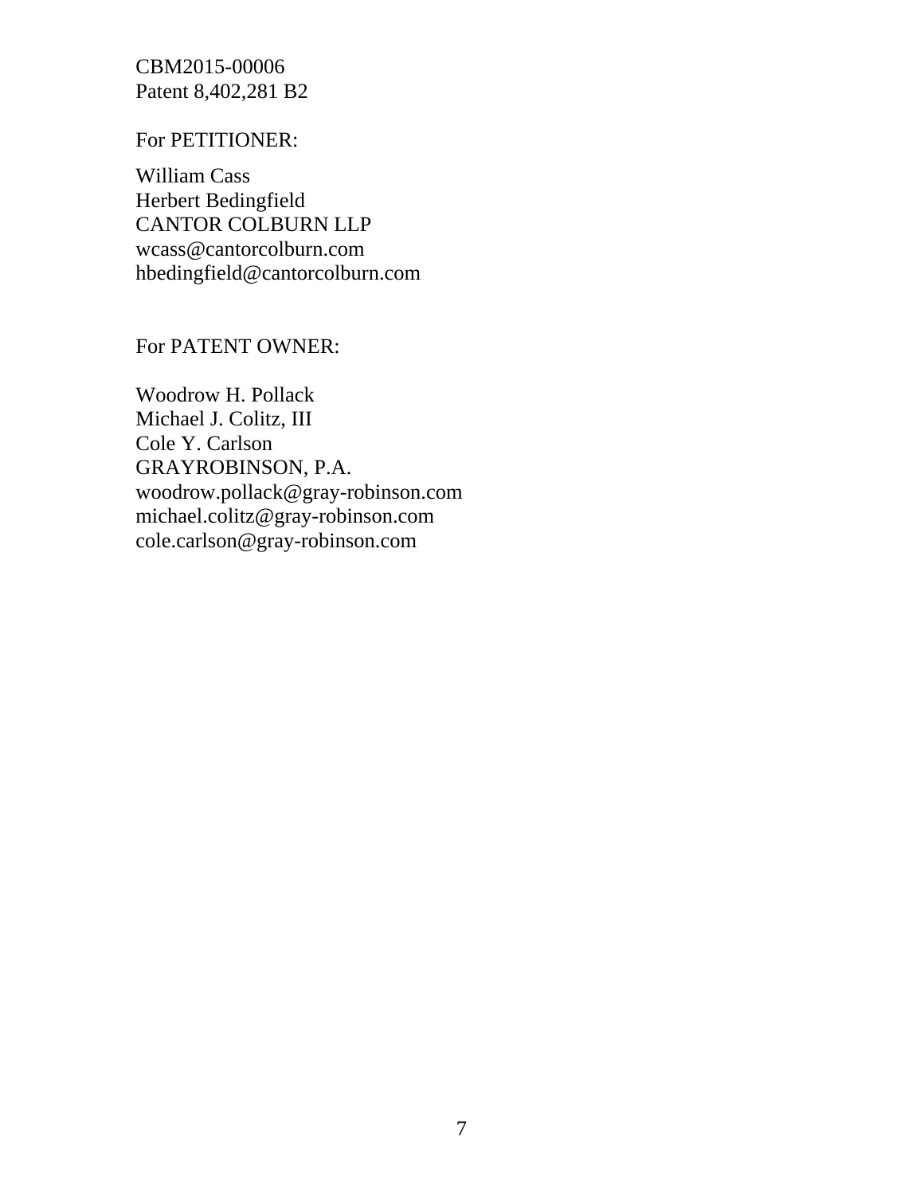For PETITIONER:

William Cass
Herbert Bedingfield
CANTOR COLBURN LLP
wcass@cantorcolburn.com
hbedingfield@cantorcolburn.com

For PATENT OWNER:

Woodrow H. Pollack
Michael J. Colitz, III
Cole Y. Carlson
GRAYROBINSON, P.A.
woodrow.pollack@gray-robinson.com
michael.colitz@gray-robinson.com
cole.carlson@gray-robinson.com